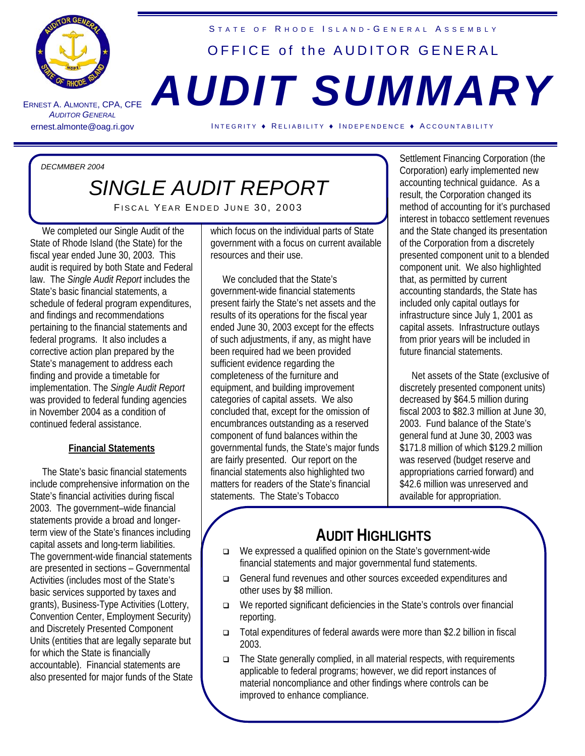STATE OF RHODE ISLAND - GENERAL ASSEMBLY

OFFICE of the AUDITOR GENERAL

# AUDIT SUMMARY

ERNEST A. ALMONTE, CPA, CFE
*AUDITOR GENERAL*
ernest.almonte@oag.ri.gov

INTEGRITY ♦ RELIABILITY ♦ INDEPENDENCE ♦ ACCOUNTABILITY

*DECMMBER 2004*

## SINGLE AUDIT REPORT

FISCAL YEAR ENDED JUNE 30, 2003

We completed our Single Audit of the State of Rhode Island (the State) for the fiscal year ended June 30, 2003. This audit is required by both State and Federal law. The *Single Audit Report* includes the State's basic financial statements, a schedule of federal program expenditures, and findings and recommendations pertaining to the financial statements and federal programs. It also includes a corrective action plan prepared by the State's management to address each finding and provide a timetable for implementation. The *Single Audit Report* was provided to federal funding agencies in November 2004 as a condition of continued federal assistance.

### Financial Statements

The State's basic financial statements include comprehensive information on the State's financial activities during fiscal 2003. The government–wide financial statements provide a broad and longer-term view of the State's finances including capital assets and long-term liabilities. The government-wide financial statements are presented in sections – Governmental Activities (includes most of the State's basic services supported by taxes and grants), Business-Type Activities (Lottery, Convention Center, Employment Security) and Discretely Presented Component Units (entities that are legally separate but for which the State is financially accountable). Financial statements are also presented for major funds of the State which focus on the individual parts of State government with a focus on current available resources and their use.

We concluded that the State's government-wide financial statements present fairly the State's net assets and the results of its operations for the fiscal year ended June 30, 2003 except for the effects of such adjustments, if any, as might have been required had we been provided sufficient evidence regarding the completeness of the furniture and equipment, and building improvement categories of capital assets. We also concluded that, except for the omission of encumbrances outstanding as a reserved component of fund balances within the governmental funds, the State's major funds are fairly presented. Our report on the financial statements also highlighted two matters for readers of the State's financial statements. The State's Tobacco Settlement Financing Corporation (the Corporation) early implemented new accounting technical guidance. As a result, the Corporation changed its method of accounting for it's purchased interest in tobacco settlement revenues and the State changed its presentation of the Corporation from a discretely presented component unit to a blended component unit. We also highlighted that, as permitted by current accounting standards, the State has included only capital outlays for infrastructure since July 1, 2001 as capital assets. Infrastructure outlays from prior years will be included in future financial statements.

Net assets of the State (exclusive of discretely presented component units) decreased by $64.5 million during fiscal 2003 to $82.3 million at June 30, 2003. Fund balance of the State's general fund at June 30, 2003 was $171.8 million of which $129.2 million was reserved (budget reserve and appropriations carried forward) and $42.6 million was unreserved and available for appropriation.

### AUDIT HIGHLIGHTS

- We expressed a qualified opinion on the State's government-wide financial statements and major governmental fund statements.
- General fund revenues and other sources exceeded expenditures and other uses by $8 million.
- We reported significant deficiencies in the State's controls over financial reporting.
- Total expenditures of federal awards were more than $2.2 billion in fiscal 2003.
- The State generally complied, in all material respects, with requirements applicable to federal programs; however, we did report instances of material noncompliance and other findings where controls can be improved to enhance compliance.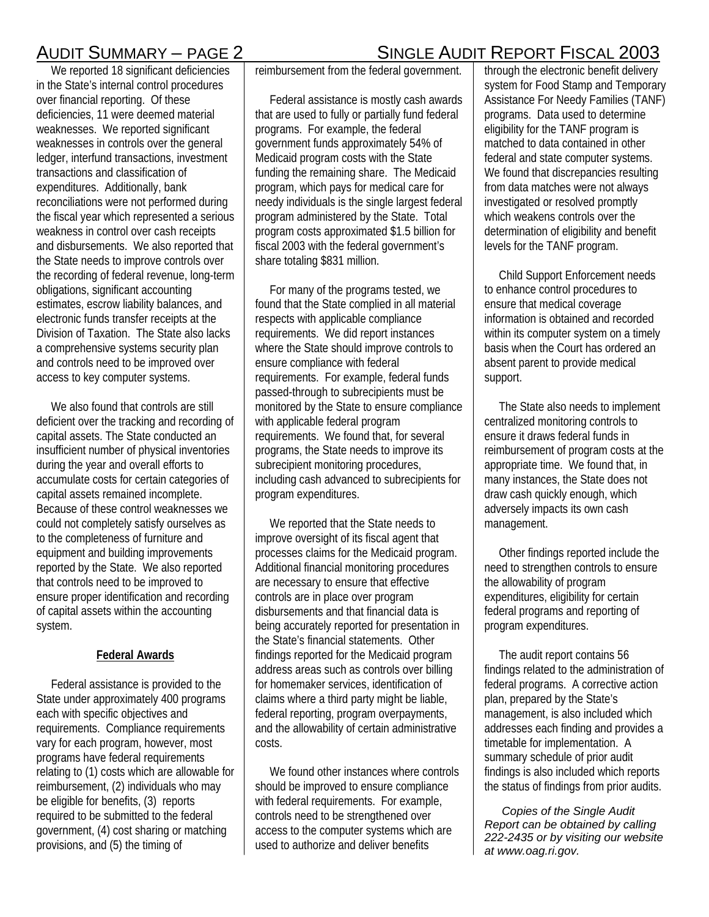We reported 18 significant deficiencies in the State's internal control procedures over financial reporting. Of these deficiencies, 11 were deemed material weaknesses. We reported significant weaknesses in controls over the general ledger, interfund transactions, investment transactions and classification of expenditures. Additionally, bank reconciliations were not performed during the fiscal year which represented a serious weakness in control over cash receipts and disbursements. We also reported that the State needs to improve controls over the recording of federal revenue, long-term obligations, significant accounting estimates, escrow liability balances, and electronic funds transfer receipts at the Division of Taxation. The State also lacks a comprehensive systems security plan and controls need to be improved over access to key computer systems.

We also found that controls are still deficient over the tracking and recording of capital assets. The State conducted an insufficient number of physical inventories during the year and overall efforts to accumulate costs for certain categories of capital assets remained incomplete. Because of these control weaknesses we could not completely satisfy ourselves as to the completeness of furniture and equipment and building improvements reported by the State. We also reported that controls need to be improved to ensure proper identification and recording of capital assets within the accounting system.

**Federal Awards**

Federal assistance is provided to the State under approximately 400 programs each with specific objectives and requirements. Compliance requirements vary for each program, however, most programs have federal requirements relating to (1) costs which are allowable for reimbursement, (2) individuals who may be eligible for benefits, (3) reports required to be submitted to the federal government, (4) cost sharing or matching provisions, and (5) the timing of reimbursement from the federal government.

Federal assistance is mostly cash awards that are used to fully or partially fund federal programs. For example, the federal government funds approximately 54% of Medicaid program costs with the State funding the remaining share. The Medicaid program, which pays for medical care for needy individuals is the single largest federal program administered by the State. Total program costs approximated $1.5 billion for fiscal 2003 with the federal government's share totaling $831 million.

For many of the programs tested, we found that the State complied in all material respects with applicable compliance requirements. We did report instances where the State should improve controls to ensure compliance with federal requirements. For example, federal funds passed-through to subrecipients must be monitored by the State to ensure compliance with applicable federal program requirements. We found that, for several programs, the State needs to improve its subrecipient monitoring procedures, including cash advanced to subrecipients for program expenditures.

We reported that the State needs to improve oversight of its fiscal agent that processes claims for the Medicaid program. Additional financial monitoring procedures are necessary to ensure that effective controls are in place over program disbursements and that financial data is being accurately reported for presentation in the State's financial statements. Other findings reported for the Medicaid program address areas such as controls over billing for homemaker services, identification of claims where a third party might be liable, federal reporting, program overpayments, and the allowability of certain administrative costs.

We found other instances where controls should be improved to ensure compliance with federal requirements. For example, controls need to be strengthened over access to the computer systems which are used to authorize and deliver benefits through the electronic benefit delivery system for Food Stamp and Temporary Assistance For Needy Families (TANF) programs. Data used to determine eligibility for the TANF program is matched to data contained in other federal and state computer systems. We found that discrepancies resulting from data matches were not always investigated or resolved promptly which weakens controls over the determination of eligibility and benefit levels for the TANF program.

Child Support Enforcement needs to enhance control procedures to ensure that medical coverage information is obtained and recorded within its computer system on a timely basis when the Court has ordered an absent parent to provide medical support.

The State also needs to implement centralized monitoring controls to ensure it draws federal funds in reimbursement of program costs at the appropriate time. We found that, in many instances, the State does not draw cash quickly enough, which adversely impacts its own cash management.

Other findings reported include the need to strengthen controls to ensure the allowability of program expenditures, eligibility for certain federal programs and reporting of program expenditures.

The audit report contains 56 findings related to the administration of federal programs. A corrective action plan, prepared by the State's management, is also included which addresses each finding and provides a timetable for implementation. A summary schedule of prior audit findings is also included which reports the status of findings from prior audits.

*Copies of the Single Audit Report can be obtained by calling 222-2435 or by visiting our website at www.oag.ri.gov.*